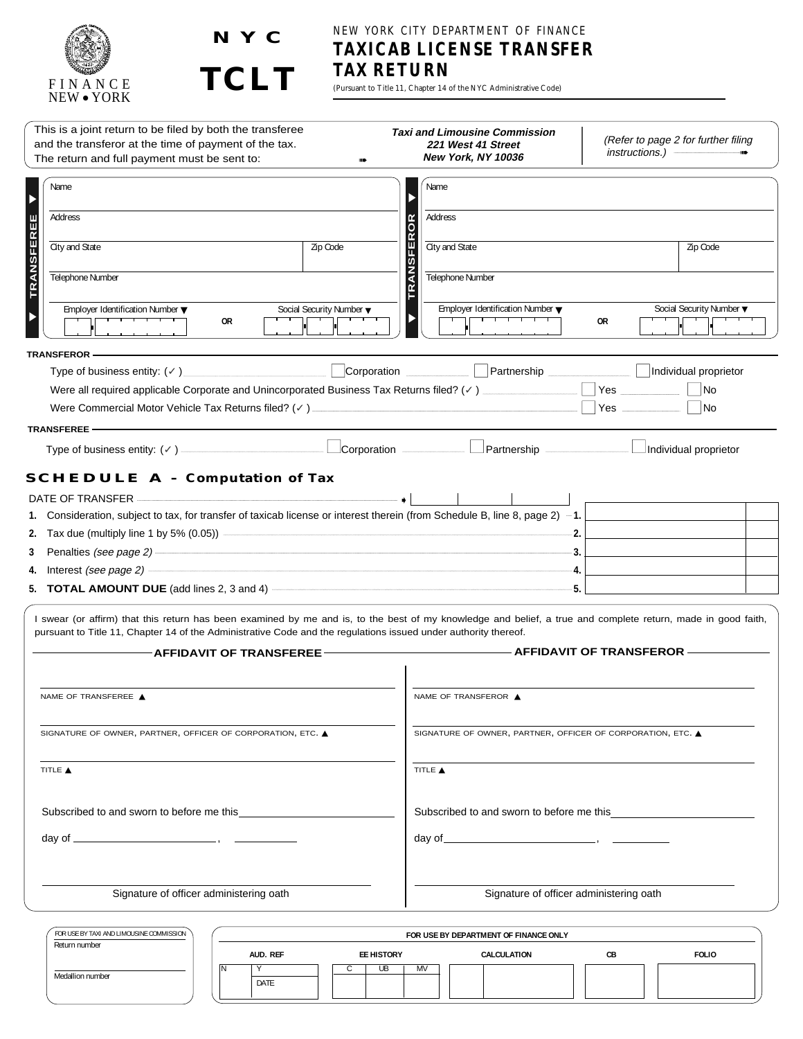FINANCE
NEW • YORK

# NYC TCLT

NEW YORK CITY DEPARTMENT OF FINANCE

## TAXICAB LICENSE TRANSFER TAX RETURN

(Pursuant to Title 11, Chapter 14 of the NYC Administrative Code)

This is a joint return to be filed by both the transferee and the transferor at the time of payment of the tax. The return and full payment must be sent to:

***Taxi and Limousine Commission***
***221 West 41 Street***
***New York, NY 10036***

*(Refer to page 2 for further filing instructions.)*

**TRANSFEREE**

Name

Address

City and State | Zip Code

Telephone Number

Employer Identification Number OR Social Security Number

**TRANSFEROR**

Name

Address

City and State | Zip Code

Telephone Number

Employer Identification Number OR Social Security Number

**TRANSFEROR**

Type of business entity: (✓) ☐ Corporation ☐ Partnership ☐ Individual proprietor

Were all required applicable Corporate and Unincorporated Business Tax Returns filed? (✓) ☐ Yes ☐ No

Were Commercial Motor Vehicle Tax Returns filed? (✓) ☐ Yes ☐ No

**TRANSFEREE**

Type of business entity: (✓) ☐ Corporation ☐ Partnership ☐ Individual proprietor

## SCHEDULE A – Computation of Tax

DATE OF TRANSFER

| | | | |
|---|---|---|---|
| 1. | Consideration, subject to tax, for transfer of taxicab license or interest therein (from Schedule B, line 8, page 2) | 1. | |
| 2. | Tax due (multiply line 1 by 5% (0.05)) | 2. | |
| 3 | Penalties *(see page 2)* | 3. | |
| 4. | Interest *(see page 2)* | 4. | |
| 5. | **TOTAL AMOUNT DUE** (add lines 2, 3 and 4) | 5. | |

I swear (or affirm) that this return has been examined by me and is, to the best of my knowledge and belief, a true and complete return, made in good faith, pursuant to Title 11, Chapter 14 of the Administrative Code and the regulations issued under authority thereof.

**AFFIDAVIT OF TRANSFEREE**

NAME OF TRANSFEREE

SIGNATURE OF OWNER, PARTNER, OFFICER OF CORPORATION, ETC.

TITLE

Subscribed to and sworn to before me this

day of ________ , ________

Signature of officer administering oath

**AFFIDAVIT OF TRANSFEROR**

NAME OF TRANSFEROR

SIGNATURE OF OWNER, PARTNER, OFFICER OF CORPORATION, ETC.

TITLE

Subscribed to and sworn to before me this

day of ________ , ________

Signature of officer administering oath

FOR USE BY TAXI AND LIMOUSINE COMMISSION

Return number

Medallion number

FOR USE BY DEPARTMENT OF FINANCE ONLY

| AUD. REF | | EE HISTORY | | | CALCULATION | CB | FOLIO |
|---|---|---|---|---|---|---|---|
| N | Y | C | UB | MV | | | |
| | DATE | | | | | | |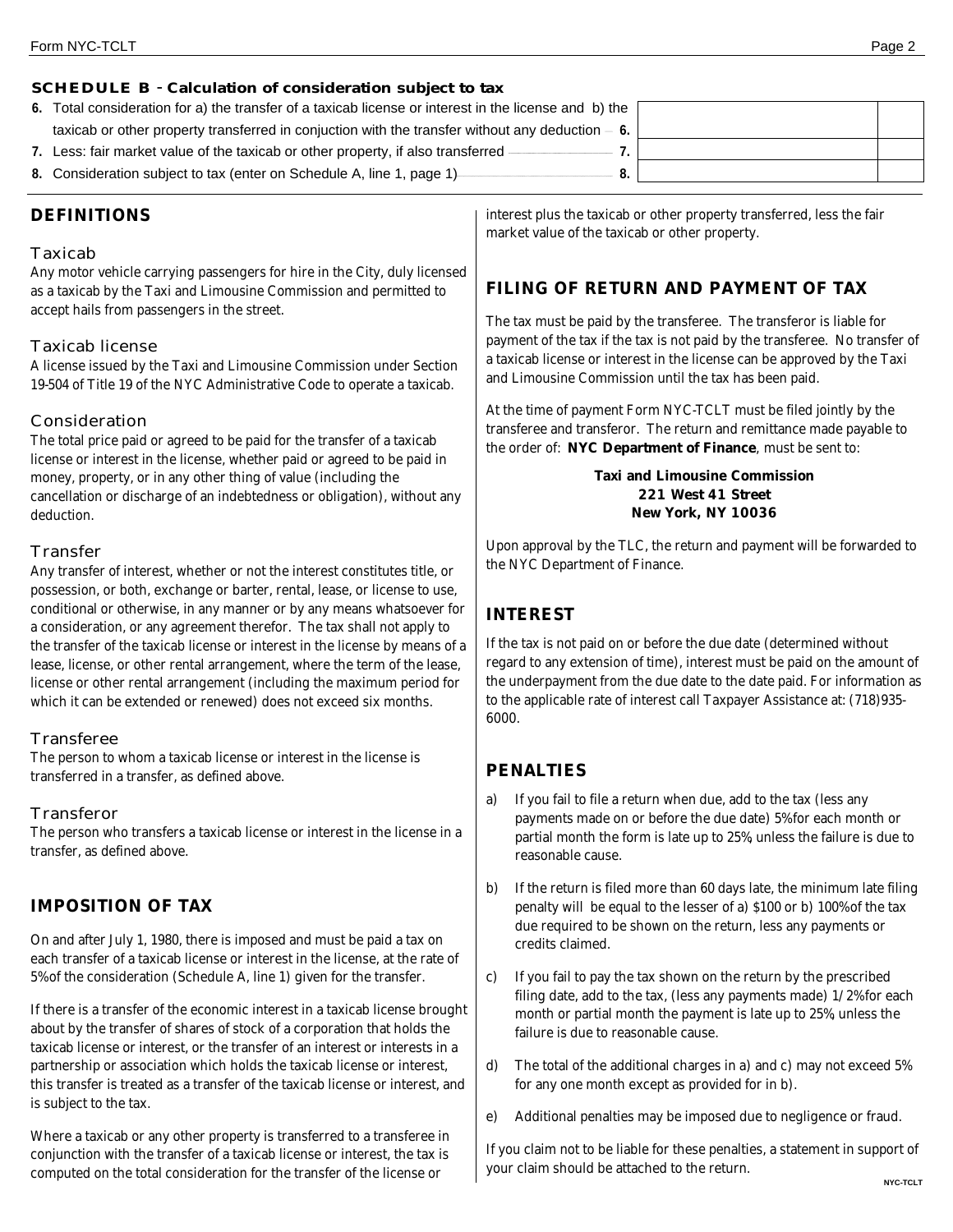## SCHEDULE B - Calculation of consideration subject to tax

| | | | |
|---|---|---|---|
| 6. | Total consideration for a) the transfer of a taxicab license or interest in the license and b) the taxicab or other property transferred in conjuction with the transfer without any deduction ... 6. | | |
| 7. | Less: fair market value of the taxicab or other property, if also transferred ... 7. | | |
| 8. | Consideration subject to tax (enter on Schedule A, line 1, page 1) ... 8. | | |

## DEFINITIONS

### Taxicab

Any motor vehicle carrying passengers for hire in the City, duly licensed as a taxicab by the Taxi and Limousine Commission and permitted to accept hails from passengers in the street.

### Taxicab license

A license issued by the Taxi and Limousine Commission under Section 19-504 of Title 19 of the NYC Administrative Code to operate a taxicab.

### Consideration

The total price paid or agreed to be paid for the transfer of a taxicab license or interest in the license, whether paid or agreed to be paid in money, property, or in any other thing of value (including the cancellation or discharge of an indebtedness or obligation), without any deduction.

### Transfer

Any transfer of interest, whether or not the interest constitutes title, or possession, or both, exchange or barter, rental, lease, or license to use, conditional or otherwise, in any manner or by any means whatsoever for a consideration, or any agreement therefor. The tax shall not apply to the transfer of the taxicab license or interest in the license by means of a lease, license, or other rental arrangement, where the term of the lease, license or other rental arrangement (including the maximum period for which it can be extended or renewed) does not exceed six months.

### Transferee

The person to whom a taxicab license or interest in the license is transferred in a transfer, as defined above.

### Transferor

The person who transfers a taxicab license or interest in the license in a transfer, as defined above.

## IMPOSITION OF TAX

On and after July 1, 1980, there is imposed and must be paid a tax on each transfer of a taxicab license or interest in the license, at the rate of 5% of the consideration (Schedule A, line 1) given for the transfer.

If there is a transfer of the economic interest in a taxicab license brought about by the transfer of shares of stock of a corporation that holds the taxicab license or interest, or the transfer of an interest or interests in a partnership or association which holds the taxicab license or interest, this transfer is treated as a transfer of the taxicab license or interest, and is subject to the tax.

Where a taxicab or any other property is transferred to a transferee in conjunction with the transfer of a taxicab license or interest, the tax is computed on the total consideration for the transfer of the license or interest plus the taxicab or other property transferred, less the fair market value of the taxicab or other property.

## FILING OF RETURN AND PAYMENT OF TAX

The tax must be paid by the transferee. The transferor is liable for payment of the tax if the tax is not paid by the transferee. No transfer of a taxicab license or interest in the license can be approved by the Taxi and Limousine Commission until the tax has been paid.

At the time of payment Form NYC-TCLT must be filed jointly by the transferee and transferor. The return and remittance made payable to the order of: **NYC Department of Finance**, must be sent to:

**Taxi and Limousine Commission**
**221 West 41 Street**
**New York, NY 10036**

Upon approval by the TLC, the return and payment will be forwarded to the NYC Department of Finance.

## INTEREST

If the tax is not paid on or before the due date (determined without regard to any extension of time), interest must be paid on the amount of the underpayment from the due date to the date paid. For information as to the applicable rate of interest call Taxpayer Assistance at: (718)935-6000.

## PENALTIES

a) If you fail to file a return when due, add to the tax (less any payments made on or before the due date) 5% for each month or partial month the form is late up to 25%, unless the failure is due to reasonable cause.

b) If the return is filed more than 60 days late, the minimum late filing penalty will be equal to the lesser of a) $100 or b) 100% of the tax due required to be shown on the return, less any payments or credits claimed.

c) If you fail to pay the tax shown on the return by the prescribed filing date, add to the tax, (less any payments made) 1/2% for each month or partial month the payment is late up to 25%, unless the failure is due to reasonable cause.

d) The total of the additional charges in a) and c) may not exceed 5% for any one month except as provided for in b).

e) Additional penalties may be imposed due to negligence or fraud.

If you claim not to be liable for these penalties, a statement in support of your claim should be attached to the return.